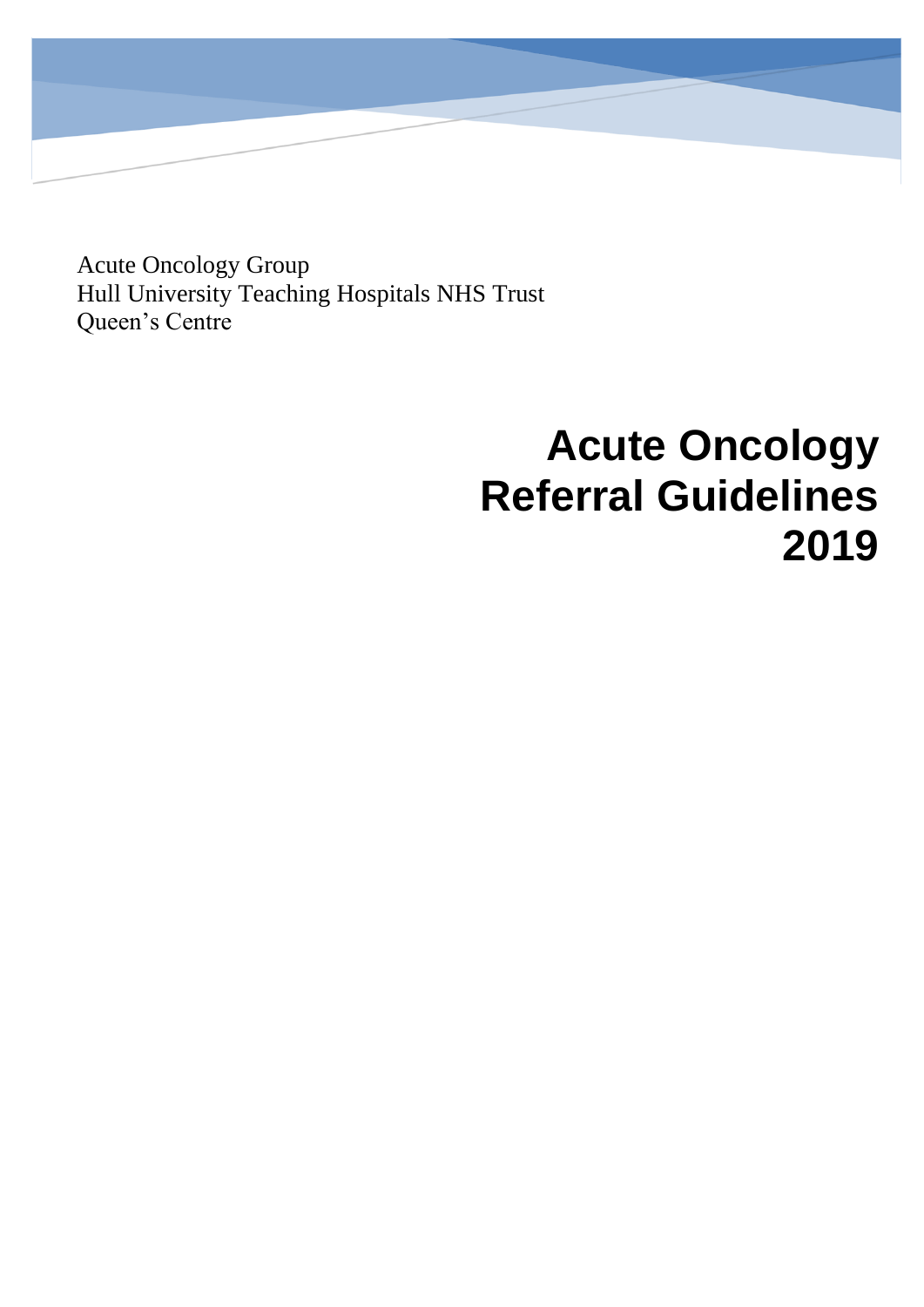Acute Oncology Group
Hull University Teaching Hospitals NHS Trust
Queen's Centre

# Acute Oncology Referral Guidelines 2019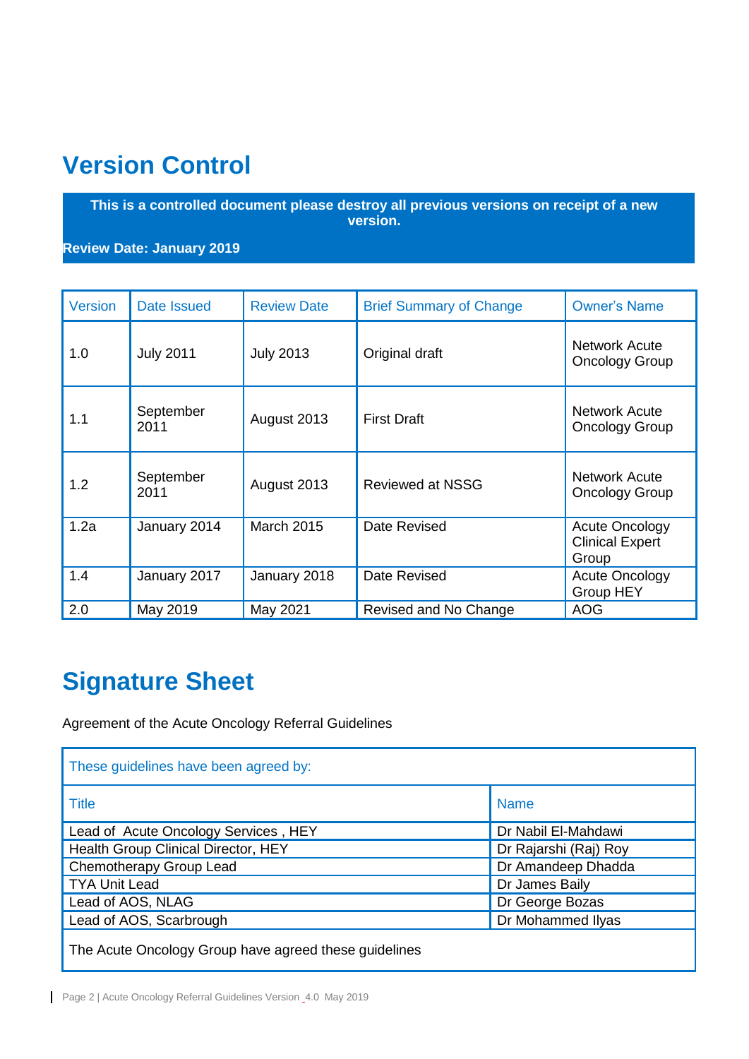# Version Control

**This is a controlled document please destroy all previous versions on receipt of a new version.**

**Review Date: January 2019**

| Version | Date Issued | Review Date | Brief Summary of Change | Owner's Name |
|---|---|---|---|---|
| 1.0 | July 2011 | July 2013 | Original draft | Network Acute Oncology Group |
| 1.1 | September 2011 | August 2013 | First Draft | Network Acute Oncology Group |
| 1.2 | September 2011 | August 2013 | Reviewed at NSSG | Network Acute Oncology Group |
| 1.2a | January 2014 | March 2015 | Date Revised | Acute Oncology Clinical Expert Group |
| 1.4 | January 2017 | January 2018 | Date Revised | Acute Oncology Group HEY |
| 2.0 | May 2019 | May 2021 | Revised and No Change | AOG |

# Signature Sheet

Agreement of the Acute Oncology Referral Guidelines

| These guidelines have been agreed by: | |
|---|---|
| **Title** | **Name** |
| Lead of Acute Oncology Services , HEY | Dr Nabil El-Mahdawi |
| Health Group Clinical Director, HEY | Dr Rajarshi (Raj) Roy |
| Chemotherapy Group Lead | Dr Amandeep Dhadda |
| TYA Unit Lead | Dr James Baily |
| Lead of AOS, NLAG | Dr George Bozas |
| Lead of AOS, Scarbrough | Dr Mohammed Ilyas |
| The Acute Oncology Group have agreed these guidelines | |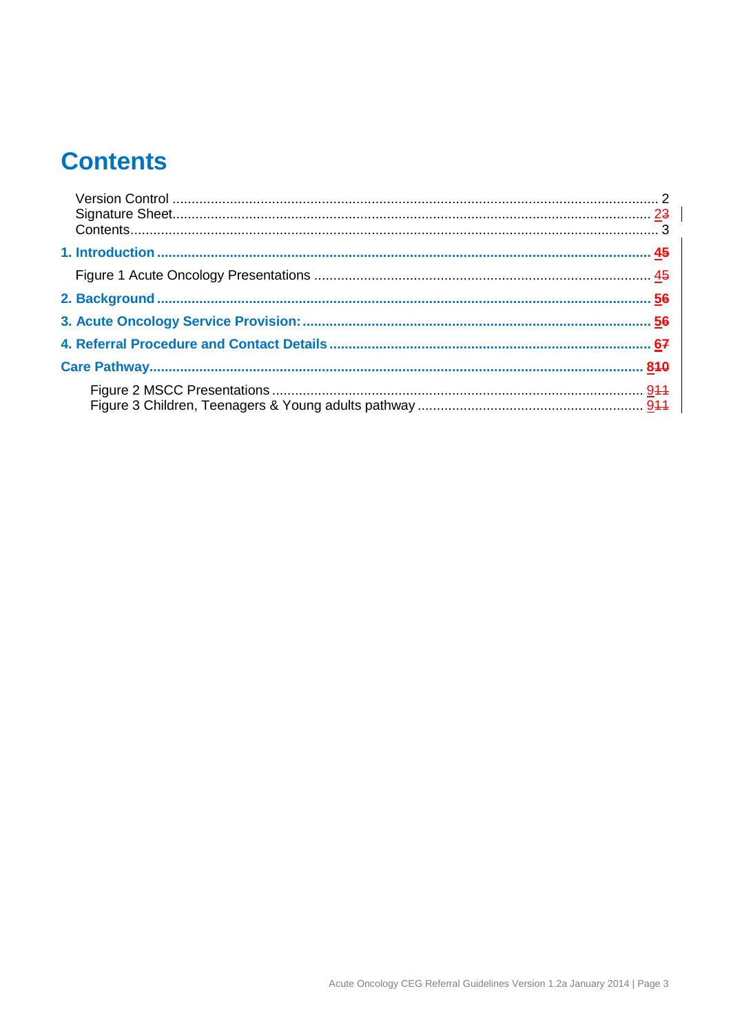# Contents

Version Control ........................................................................................................ 2
Signature Sheet........................................................................................................ 23
Contents.................................................................................................................. 3

**1. Introduction** ........................................................................................................ 45

Figure 1 Acute Oncology Presentations ................................................................ 45

**2. Background** ......................................................................................................... 56

**3. Acute Oncology Service Provision:** .................................................................... 56

**4. Referral Procedure and Contact Details** ............................................................ 67

**Care Pathway**........................................................................................................ 810

Figure 2 MSCC Presentations ............................................................................ 911
Figure 3 Children, Teenagers & Young adults pathway ....................................... 911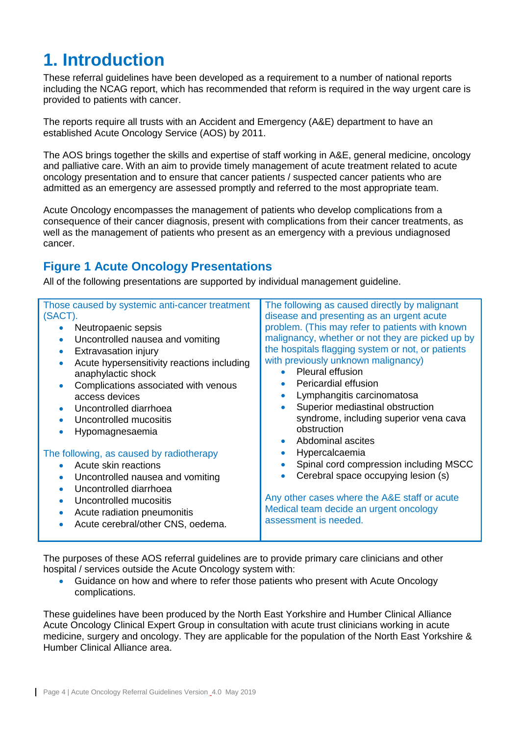# 1. Introduction

These referral guidelines have been developed as a requirement to a number of national reports including the NCAG report, which has recommended that reform is required in the way urgent care is provided to patients with cancer.

The reports require all trusts with an Accident and Emergency (A&E) department to have an established Acute Oncology Service (AOS) by 2011.

The AOS brings together the skills and expertise of staff working in A&E, general medicine, oncology and palliative care. With an aim to provide timely management of acute treatment related to acute oncology presentation and to ensure that cancer patients / suspected cancer patients who are admitted as an emergency are assessed promptly and referred to the most appropriate team.

Acute Oncology encompasses the management of patients who develop complications from a consequence of their cancer diagnosis, present with complications from their cancer treatments, as well as the management of patients who present as an emergency with a previous undiagnosed cancer.

## Figure 1 Acute Oncology Presentations

All of the following presentations are supported by individual management guideline.

| Those caused by systemic anti-cancer treatment (SACT). | The following as caused directly by malignant disease and presenting as an urgent acute problem. (This may refer to patients with known malignancy, whether or not they are picked up by the hospitals flagging system or not, or patients with previously unknown malignancy) |
|---|---|
| • Neutropaenic sepsis<br>• Uncontrolled nausea and vomiting<br>• Extravasation injury<br>• Acute hypersensitivity reactions including anaphylactic shock<br>• Complications associated with venous access devices<br>• Uncontrolled diarrhoea<br>• Uncontrolled mucositis<br>• Hypomagnesaemia<br><br>The following, as caused by radiotherapy<br>• Acute skin reactions<br>• Uncontrolled nausea and vomiting<br>• Uncontrolled diarrhoea<br>• Uncontrolled mucositis<br>• Acute radiation pneumonitis<br>• Acute cerebral/other CNS, oedema. | • Pleural effusion<br>• Pericardial effusion<br>• Lymphangitis carcinomatosa<br>• Superior mediastinal obstruction syndrome, including superior vena cava obstruction<br>• Abdominal ascites<br>• Hypercalcaemia<br>• Spinal cord compression including MSCC<br>• Cerebral space occupying lesion (s)<br><br>Any other cases where the A&E staff or acute Medical team decide an urgent oncology assessment is needed. |

The purposes of these AOS referral guidelines are to provide primary care clinicians and other hospital / services outside the Acute Oncology system with:

- Guidance on how and where to refer those patients who present with Acute Oncology complications.

These guidelines have been produced by the North East Yorkshire and Humber Clinical Alliance Acute Oncology Clinical Expert Group in consultation with acute trust clinicians working in acute medicine, surgery and oncology. They are applicable for the population of the North East Yorkshire & Humber Clinical Alliance area.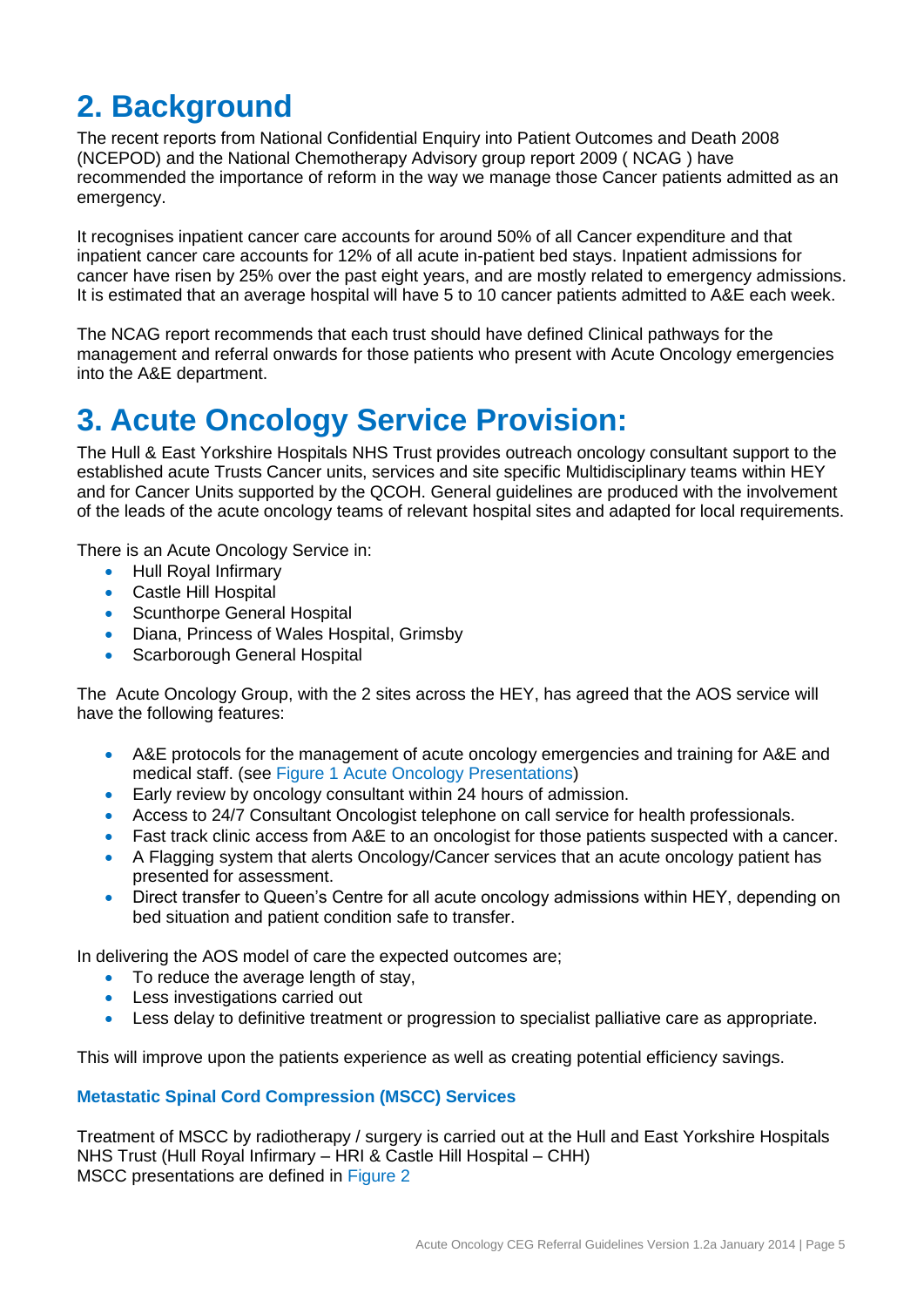# 2. Background

The recent reports from National Confidential Enquiry into Patient Outcomes and Death 2008 (NCEPOD) and the National Chemotherapy Advisory group report 2009 ( NCAG ) have recommended the importance of reform in the way we manage those Cancer patients admitted as an emergency.

It recognises inpatient cancer care accounts for around 50% of all Cancer expenditure and that inpatient cancer care accounts for 12% of all acute in-patient bed stays. Inpatient admissions for cancer have risen by 25% over the past eight years, and are mostly related to emergency admissions. It is estimated that an average hospital will have 5 to 10 cancer patients admitted to A&E each week.

The NCAG report recommends that each trust should have defined Clinical pathways for the management and referral onwards for those patients who present with Acute Oncology emergencies into the A&E department.

# 3. Acute Oncology Service Provision:

The Hull & East Yorkshire Hospitals NHS Trust provides outreach oncology consultant support to the established acute Trusts Cancer units, services and site specific Multidisciplinary teams within HEY and for Cancer Units supported by the QCOH. General guidelines are produced with the involvement of the leads of the acute oncology teams of relevant hospital sites and adapted for local requirements.

There is an Acute Oncology Service in:

- Hull Royal Infirmary
- Castle Hill Hospital
- Scunthorpe General Hospital
- Diana, Princess of Wales Hospital, Grimsby
- Scarborough General Hospital

The Acute Oncology Group, with the 2 sites across the HEY, has agreed that the AOS service will have the following features:

- A&E protocols for the management of acute oncology emergencies and training for A&E and medical staff. (see Figure 1 Acute Oncology Presentations)
- Early review by oncology consultant within 24 hours of admission.
- Access to 24/7 Consultant Oncologist telephone on call service for health professionals.
- Fast track clinic access from A&E to an oncologist for those patients suspected with a cancer.
- A Flagging system that alerts Oncology/Cancer services that an acute oncology patient has presented for assessment.
- Direct transfer to Queen's Centre for all acute oncology admissions within HEY, depending on bed situation and patient condition safe to transfer.

In delivering the AOS model of care the expected outcomes are;

- To reduce the average length of stay,
- Less investigations carried out
- Less delay to definitive treatment or progression to specialist palliative care as appropriate.

This will improve upon the patients experience as well as creating potential efficiency savings.

### Metastatic Spinal Cord Compression (MSCC) Services

Treatment of MSCC by radiotherapy / surgery is carried out at the Hull and East Yorkshire Hospitals NHS Trust (Hull Royal Infirmary – HRI & Castle Hill Hospital – CHH)
MSCC presentations are defined in Figure 2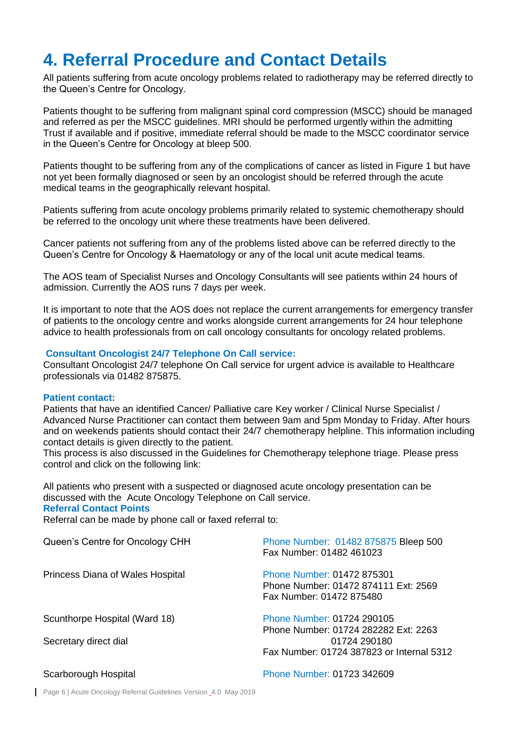# 4. Referral Procedure and Contact Details

All patients suffering from acute oncology problems related to radiotherapy may be referred directly to the Queen's Centre for Oncology.

Patients thought to be suffering from malignant spinal cord compression (MSCC) should be managed and referred as per the MSCC guidelines. MRI should be performed urgently within the admitting Trust if available and if positive, immediate referral should be made to the MSCC coordinator service in the Queen's Centre for Oncology at bleep 500.

Patients thought to be suffering from any of the complications of cancer as listed in Figure 1 but have not yet been formally diagnosed or seen by an oncologist should be referred through the acute medical teams in the geographically relevant hospital.

Patients suffering from acute oncology problems primarily related to systemic chemotherapy should be referred to the oncology unit where these treatments have been delivered.

Cancer patients not suffering from any of the problems listed above can be referred directly to the Queen's Centre for Oncology & Haematology or any of the local unit acute medical teams.

The AOS team of Specialist Nurses and Oncology Consultants will see patients within 24 hours of admission. Currently the AOS runs 7 days per week.

It is important to note that the AOS does not replace the current arrangements for emergency transfer of patients to the oncology centre and works alongside current arrangements for 24 hour telephone advice to health professionals from on call oncology consultants for oncology related problems.

### Consultant Oncologist 24/7 Telephone On Call service:

Consultant Oncologist 24/7 telephone On Call service for urgent advice is available to Healthcare professionals via 01482 875875.

### Patient contact:

Patients that have an identified Cancer/ Palliative care Key worker / Clinical Nurse Specialist / Advanced Nurse Practitioner can contact them between 9am and 5pm Monday to Friday. After hours and on weekends patients should contact their 24/7 chemotherapy helpline. This information including contact details is given directly to the patient.

This process is also discussed in the Guidelines for Chemotherapy telephone triage. Please press control and click on the following link:

All patients who present with a suspected or diagnosed acute oncology presentation can be discussed with the Acute Oncology Telephone on Call service.

### Referral Contact Points

Referral can be made by phone call or faxed referral to:

| | |
|---|---|
| Queen's Centre for Oncology CHH | Phone Number: 01482 875875 Bleep 500<br>Fax Number: 01482 461023 |
| Princess Diana of Wales Hospital | Phone Number: 01472 875301<br>Phone Number: 01472 874111 Ext: 2569<br>Fax Number: 01472 875480 |
| Scunthorpe Hospital (Ward 18)<br>Secretary direct dial | Phone Number: 01724 290105<br>Phone Number: 01724 282282 Ext: 2263<br>01724 290180<br>Fax Number: 01724 387823 or Internal 5312 |
| Scarborough Hospital | Phone Number: 01723 342609 |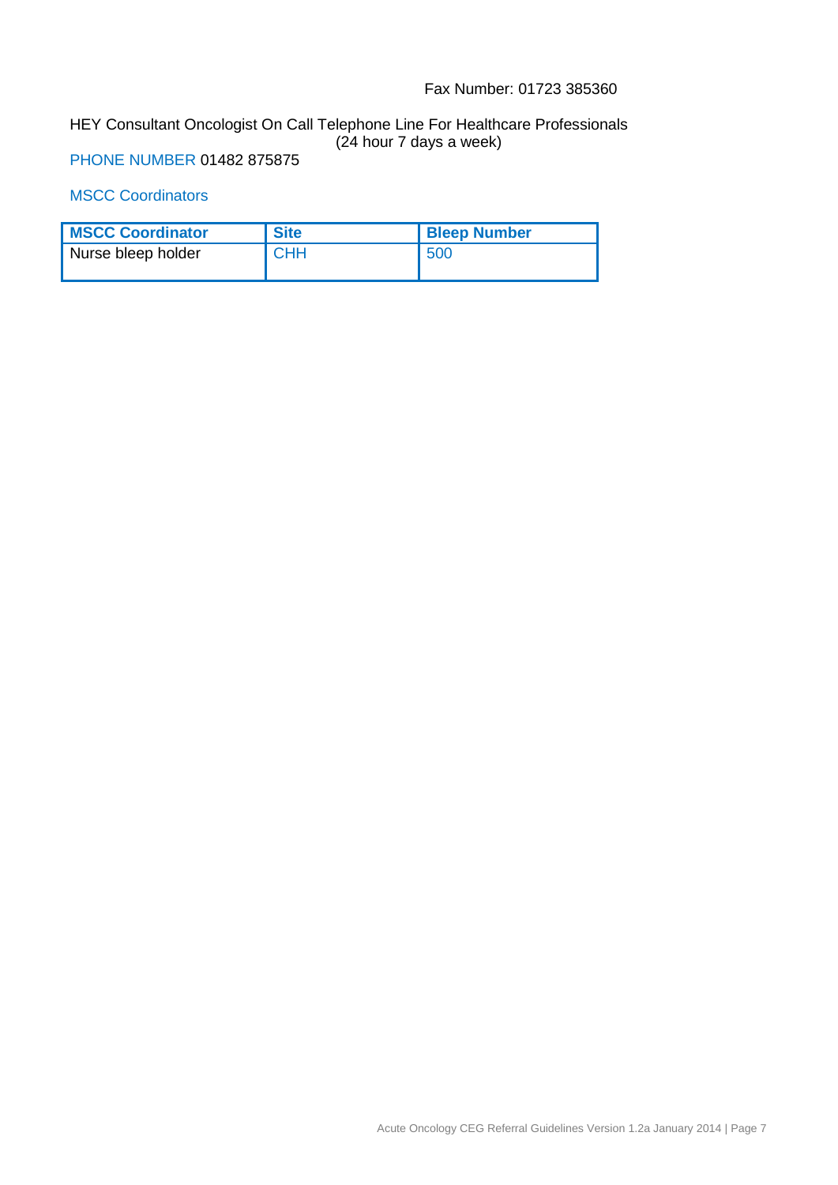Fax Number: 01723 385360

HEY Consultant Oncologist On Call Telephone Line For Healthcare Professionals
(24 hour 7 days a week)

PHONE NUMBER 01482 875875

MSCC Coordinators

| MSCC Coordinator | Site | Bleep Number |
| --- | --- | --- |
| Nurse bleep holder | CHH | 500 |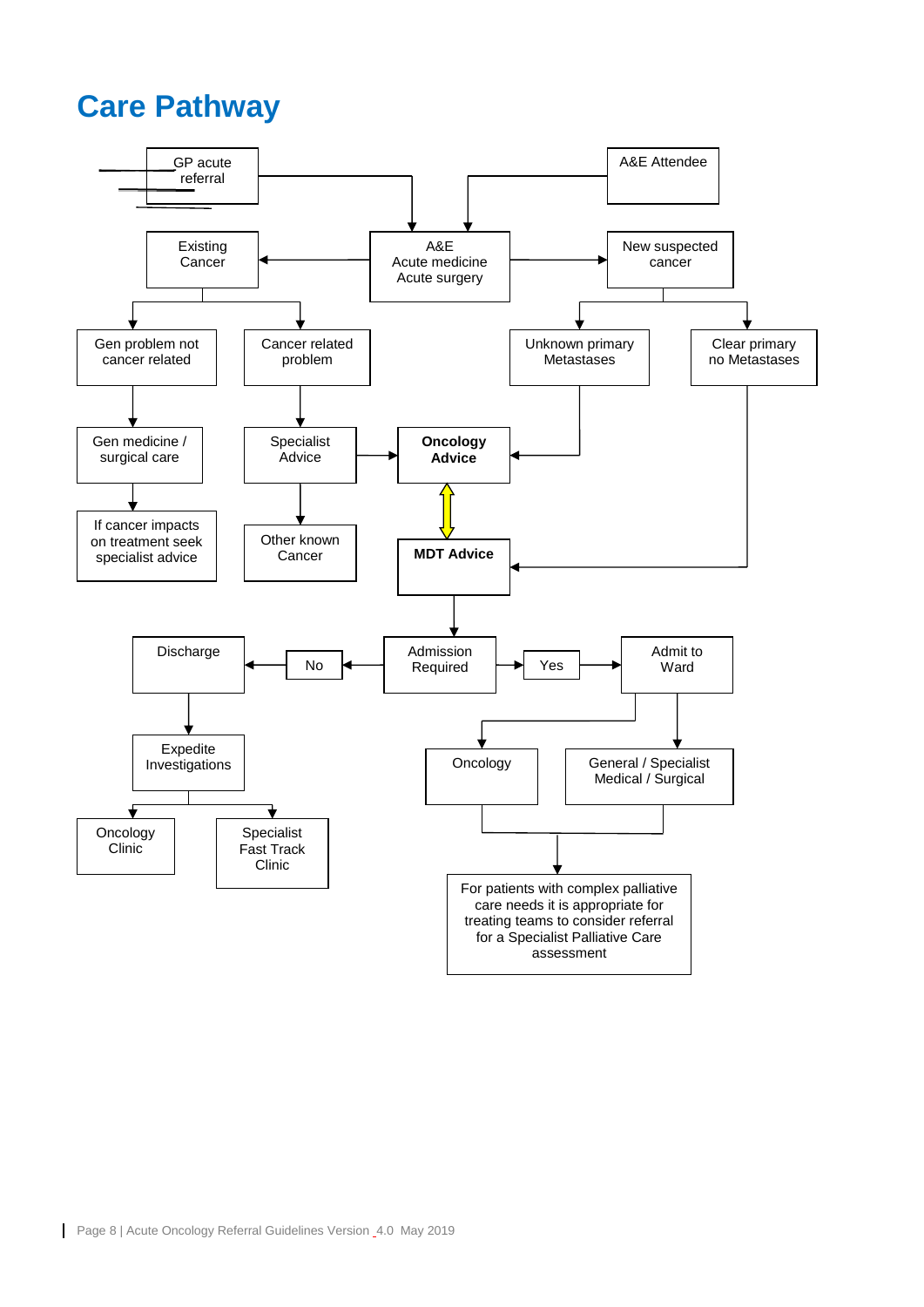# Care Pathway

GP acute referral

A&E Attendee

Existing Cancer

A&E
Acute medicine
Acute surgery

New suspected cancer

Gen problem not cancer related

Cancer related problem

Unknown primary Metastases

Clear primary no Metastases

Gen medicine / surgical care

Specialist Advice

**Oncology Advice**

If cancer impacts on treatment seek specialist advice

Other known Cancer

**MDT Advice**

Discharge

No

Admission Required

Yes

Admit to Ward

Expedite Investigations

Oncology

General / Specialist Medical / Surgical

Oncology Clinic

Specialist Fast Track Clinic

For patients with complex palliative care needs it is appropriate for treating teams to consider referral for a Specialist Palliative Care assessment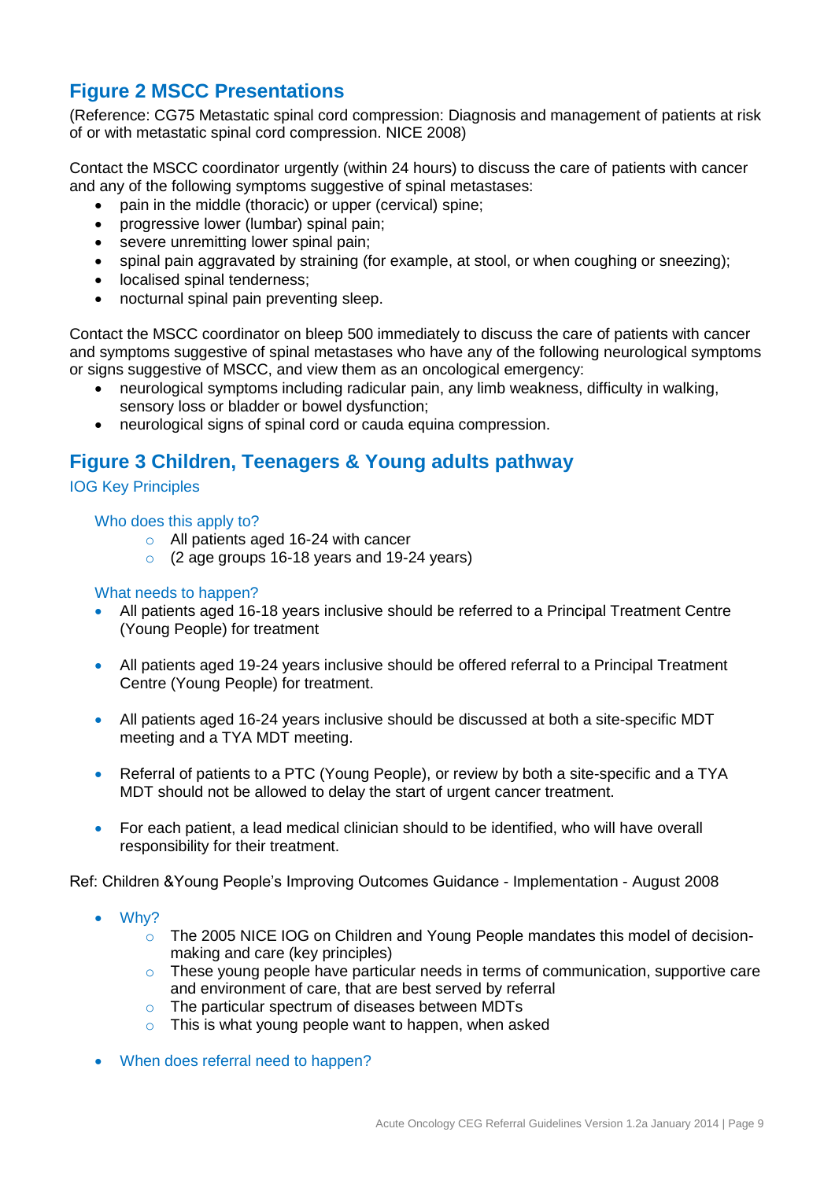## Figure 2 MSCC Presentations

(Reference: CG75 Metastatic spinal cord compression: Diagnosis and management of patients at risk of or with metastatic spinal cord compression. NICE 2008)

Contact the MSCC coordinator urgently (within 24 hours) to discuss the care of patients with cancer and any of the following symptoms suggestive of spinal metastases:

- pain in the middle (thoracic) or upper (cervical) spine;
- progressive lower (lumbar) spinal pain;
- severe unremitting lower spinal pain;
- spinal pain aggravated by straining (for example, at stool, or when coughing or sneezing);
- localised spinal tenderness;
- nocturnal spinal pain preventing sleep.

Contact the MSCC coordinator on bleep 500 immediately to discuss the care of patients with cancer and symptoms suggestive of spinal metastases who have any of the following neurological symptoms or signs suggestive of MSCC, and view them as an oncological emergency:

- neurological symptoms including radicular pain, any limb weakness, difficulty in walking, sensory loss or bladder or bowel dysfunction;
- neurological signs of spinal cord or cauda equina compression.

## Figure 3 Children, Teenagers & Young adults pathway

### IOG Key Principles

#### Who does this apply to?

- All patients aged 16-24 with cancer
- (2 age groups 16-18 years and 19-24 years)

#### What needs to happen?

- All patients aged 16-18 years inclusive should be referred to a Principal Treatment Centre (Young People) for treatment
- All patients aged 19-24 years inclusive should be offered referral to a Principal Treatment Centre (Young People) for treatment.
- All patients aged 16-24 years inclusive should be discussed at both a site-specific MDT meeting and a TYA MDT meeting.
- Referral of patients to a PTC (Young People), or review by both a site-specific and a TYA MDT should not be allowed to delay the start of urgent cancer treatment.
- For each patient, a lead medical clinician should to be identified, who will have overall responsibility for their treatment.

Ref: Children &Young People's Improving Outcomes Guidance - Implementation - August 2008

- Why?
  - The 2005 NICE IOG on Children and Young People mandates this model of decision-making and care (key principles)
  - These young people have particular needs in terms of communication, supportive care and environment of care, that are best served by referral
  - The particular spectrum of diseases between MDTs
  - This is what young people want to happen, when asked
- When does referral need to happen?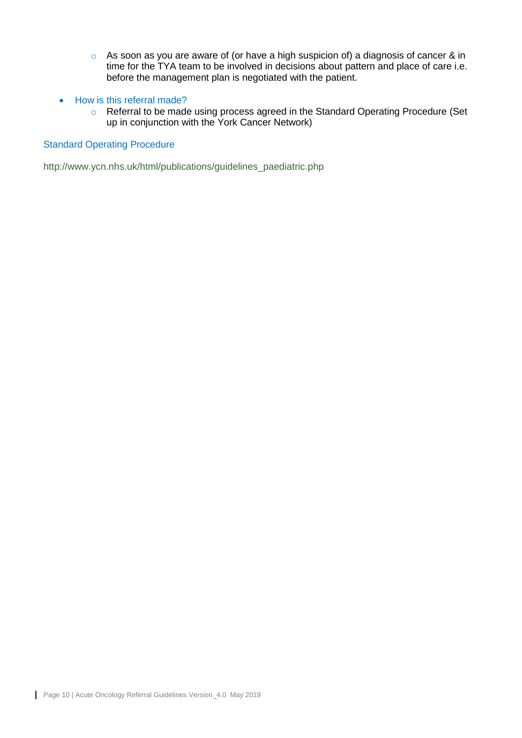- As soon as you are aware of (or have a high suspicion of) a diagnosis of cancer & in time for the TYA team to be involved in decisions about pattern and place of care i.e. before the management plan is negotiated with the patient.

- How is this referral made?
    - Referral to be made using process agreed in the Standard Operating Procedure (Set up in conjunction with the York Cancer Network)

Standard Operating Procedure

http://www.ycn.nhs.uk/html/publications/guidelines_paediatric.php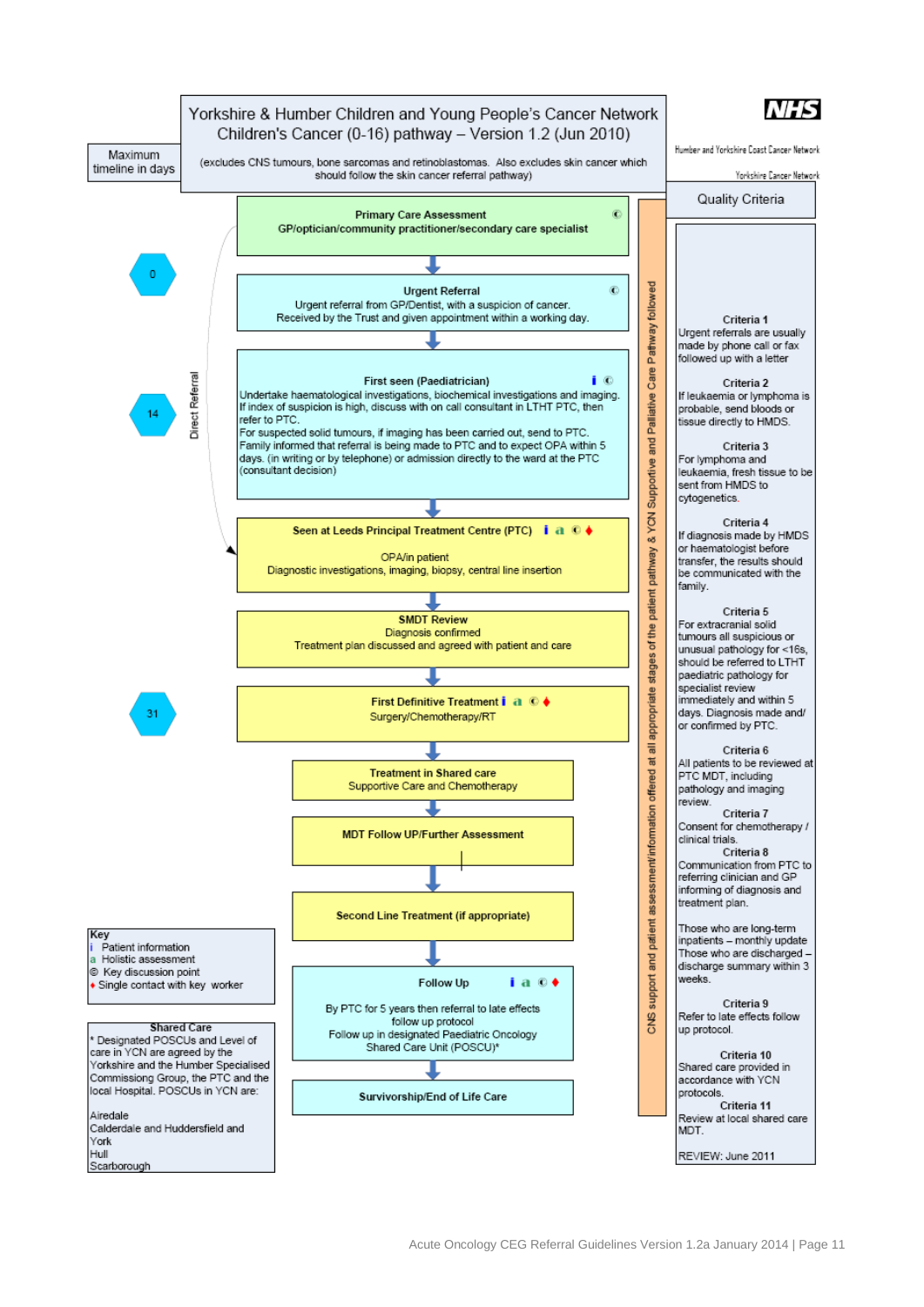# Yorkshire & Humber Children and Young People's Cancer Network
## Children's Cancer (0-16) pathway – Version 1.2 (Jun 2010)

(excludes CNS tumours, bone sarcomas and retinoblastomas. Also excludes skin cancer which should follow the skin cancer referral pathway)

NHS

Humber and Yorkshire Coast Cancer Network

Yorkshire Cancer Network

Maximum timeline in days

**Primary Care Assessment** ©
**GP/optician/community practitioner/secondary care specialist**

**0**

**Urgent Referral** ©
Urgent referral from GP/Dentist, with a suspicion of cancer.
Received by the Trust and given appointment within a working day.

**14**

**First seen (Paediatrician)** i ©
Undertake haematological investigations, biochemical investigations and imaging.
If index of suspicion is high, discuss with on call consultant in LTHT PTC, then refer to PTC.
For suspected solid tumours, if imaging has been carried out, send to PTC.
Family informed that referral is being made to PTC and to expect OPA within 5 days. (in writing or by telephone) or admission directly to the ward at the PTC (consultant decision)

Direct Referral

**Seen at Leeds Principal Treatment Centre (PTC)** i a © ♦
OPA/in patient
Diagnostic investigations, imaging, biopsy, central line insertion

**SMDT Review**
Diagnosis confirmed
Treatment plan discussed and agreed with patient and care

**31**

**First Definitive Treatment** i a © ♦
Surgery/Chemotherapy/RT

**Treatment in Shared care**
Supportive Care and Chemotherapy

**MDT Follow UP/Further Assessment**

**Second Line Treatment (if appropriate)**

**Follow Up** i a © ♦
By PTC for 5 years then referral to late effects follow up protocol
Follow up in designated Paediatric Oncology Shared Care Unit (POSCU)*

**Survivorship/End of Life Care**

CNS support and patient assessment/information offered at all appropriate stages of the patient pathway & YCN Supportive and Palliative Care Pathway followed

**Key**
i Patient information
a Holistic assessment
© Key discussion point
♦ Single contact with key worker

**Shared Care**
* Designated POSCUs and Level of care in YCN are agreed by the Yorkshire and the Humber Specialised Commissioning Group, the PTC and the local Hospital. POSCUs in YCN are:

Airedale
Calderdale and Huddersfield and
York
Hull
Scarborough

## Quality Criteria

**Criteria 1**
Urgent referrals are usually made by phone call or fax followed up with a letter

**Criteria 2**
If leukaemia or lymphoma is probable, send bloods or tissue directly to HMDS.

**Criteria 3**
For lymphoma and leukaemia, fresh tissue to be sent from HMDS to cytogenetics.

**Criteria 4**
If diagnosis made by HMDS or haematologist before transfer, the results should be communicated with the family.

**Criteria 5**
For extracranial solid tumours all suspicious or unusual pathology for <16s, should be referred to LTHT paediatric pathology for specialist review immediately and within 5 days. Diagnosis made and/ or confirmed by PTC.

**Criteria 6**
All patients to be reviewed at PTC MDT, including pathology and imaging review.

**Criteria 7**
Consent for chemotherapy / clinical trials.

**Criteria 8**
Communication from PTC to referring clinician and GP informing of diagnosis and treatment plan.

Those who are long-term inpatients – monthly update
Those who are discharged – discharge summary within 3 weeks.

**Criteria 9**
Refer to late effects follow up protocol.

**Criteria 10**
Shared care provided in accordance with YCN protocols.

**Criteria 11**
Review at local shared care MDT.

REVIEW: June 2011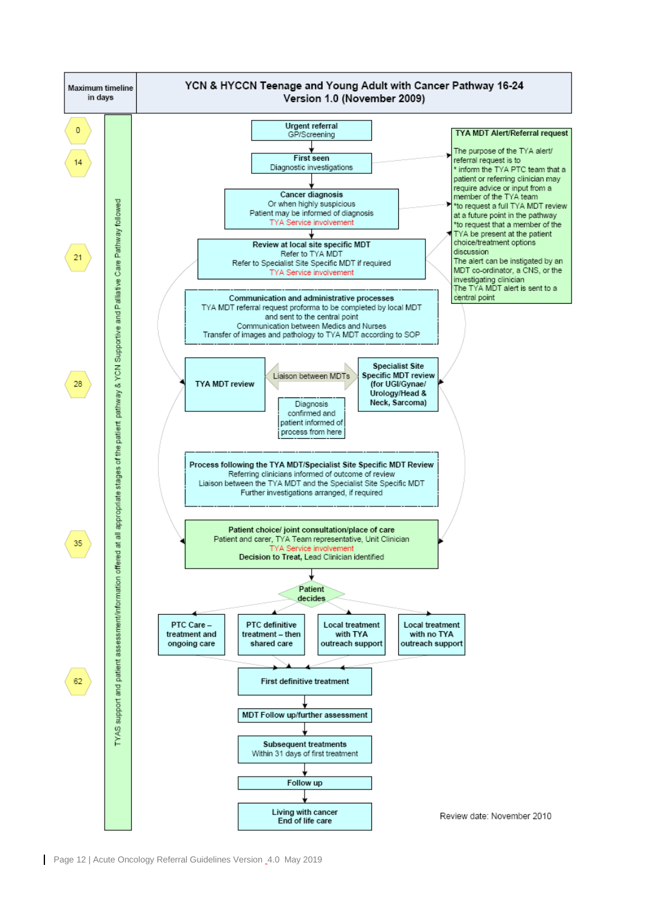| Maximum timeline in days | YCN & HYCCN Teenage and Young Adult with Cancer Pathway 16-24 Version 1.0 (November 2009) |
|---|---|

TYAS support and patient assessment/information offered at all appropriate stages of the patient pathway & YCN Supportive and Palliative Care Pathway followed

**0**

**Urgent referral**
GP/Screening

**14**

**First seen**
Diagnostic investigations

**Cancer diagnosis**
Or when highly suspicious
Patient may be informed of diagnosis
TYA Service involvement

**21**

**Review at local site specific MDT**
Refer to TYA MDT
Refer to Specialist Site Specific MDT if required
TYA Service involvement

**TYA MDT Alert/Referral request**

The purpose of the TYA alert/ referral request is to
* inform the TYA PTC team that a patient or referring clinician may require advice or input from a member of the TYA team
*to request a full TYA MDT review at a future point in the pathway
*to request that a member of the TYA be present at the patient choice/treatment options discussion
The alert can be instigated by an MDT co-ordinator, a CNS, or the investigating clinician
The TYA MDT alert is sent to a central point

**Communication and administrative processes**
TYA MDT referral request proforma to be completed by local MDT and sent to the central point
Communication between Medics and Nurses
Transfer of images and pathology to TYA MDT according to SOP

**28**

**TYA MDT review** ⟷ Liaison between MDTs ⟷ **Specialist Site Specific MDT review (for UGI/Gynae/ Urology/Head & Neck, Sarcoma)**

Diagnosis confirmed and patient informed of process from here

**Process following the TYA MDT/Specialist Site Specific MDT Review**
Referring clinicians informed of outcome of review
Liaison between the TYA MDT and the Specialist Site Specific MDT
Further investigations arranged, if required

**35**

**Patient choice/ joint consultation/place of care**
Patient and carer, TYA Team representative, Unit Clinician
TYA Service involvement
**Decision to Treat**, Lead Clinician identified

**Patient decides**

- **PTC Care – treatment and ongoing care**
- **PTC definitive treatment – then shared care**
- **Local treatment with TYA outreach support**
- **Local treatment with no TYA outreach support**

**62**

**First definitive treatment**

**MDT Follow up/further assessment**

**Subsequent treatments**
Within 31 days of first treatment

**Follow up**

**Living with cancer**
**End of life care**

Review date: November 2010